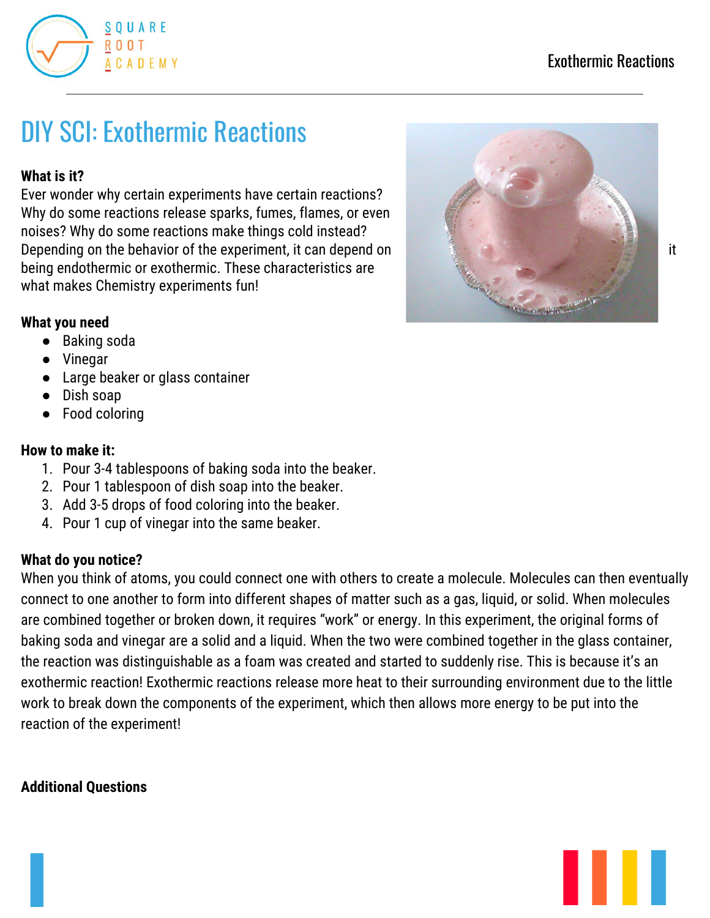# DIY SCI: Exothermic Reactions

**What is it?**

Ever wonder why certain experiments have certain reactions? Why do some reactions release sparks, fumes, flames, or even noises? Why do some reactions make things cold instead? Depending on the behavior of the experiment, it can depend on it being endothermic or exothermic. These characteristics are what makes Chemistry experiments fun!

**What you need**

- Baking soda
- Vinegar
- Large beaker or glass container
- Dish soap
- Food coloring

**How to make it:**

1. Pour 3-4 tablespoons of baking soda into the beaker.
2. Pour 1 tablespoon of dish soap into the beaker.
3. Add 3-5 drops of food coloring into the beaker.
4. Pour 1 cup of vinegar into the same beaker.

**What do you notice?**

When you think of atoms, you could connect one with others to create a molecule. Molecules can then eventually connect to one another to form into different shapes of matter such as a gas, liquid, or solid. When molecules are combined together or broken down, it requires "work" or energy. In this experiment, the original forms of baking soda and vinegar are a solid and a liquid. When the two were combined together in the glass container, the reaction was distinguishable as a foam was created and started to suddenly rise. This is because it's an exothermic reaction! Exothermic reactions release more heat to their surrounding environment due to the little work to break down the components of the experiment, which then allows more energy to be put into the reaction of the experiment!

**Additional Questions**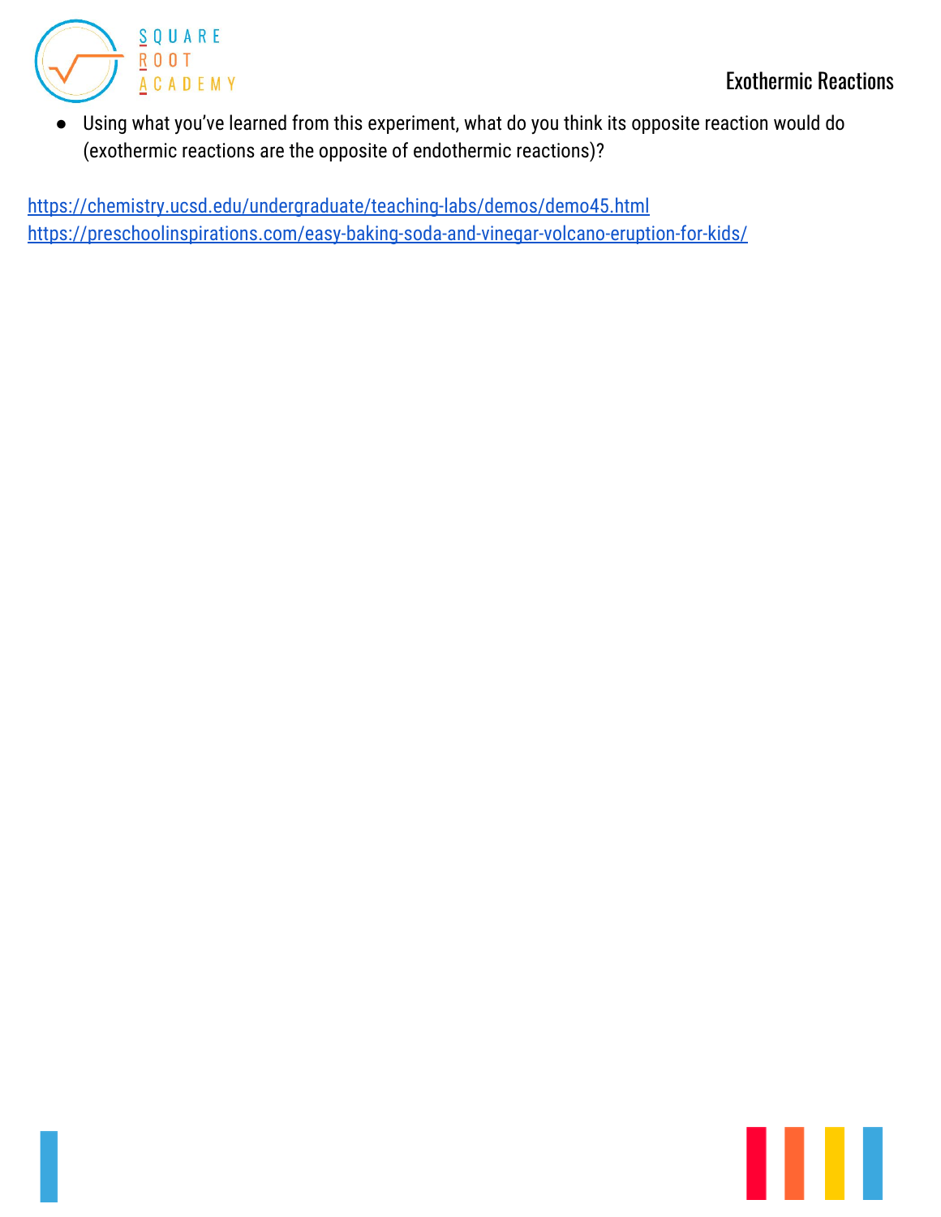- Using what you've learned from this experiment, what do you think its opposite reaction would do (exothermic reactions are the opposite of endothermic reactions)?

https://chemistry.ucsd.edu/undergraduate/teaching-labs/demos/demo45.html
https://preschoolinspirations.com/easy-baking-soda-and-vinegar-volcano-eruption-for-kids/